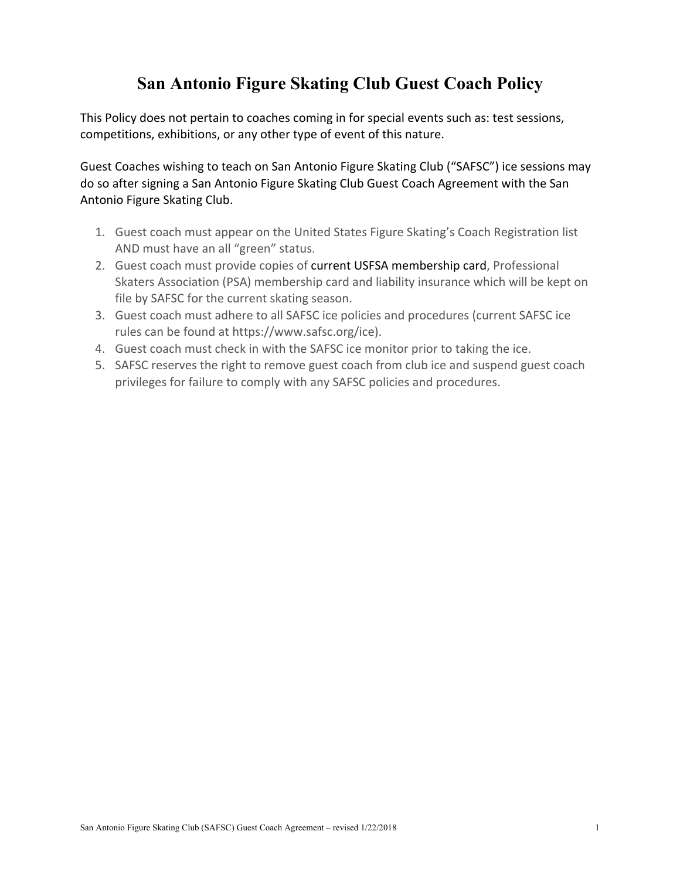# San Antonio Figure Skating Club Guest Coach Policy

This Policy does not pertain to coaches coming in for special events such as: test sessions, competitions, exhibitions, or any other type of event of this nature.

Guest Coaches wishing to teach on San Antonio Figure Skating Club ("SAFSC") ice sessions may do so after signing a San Antonio Figure Skating Club Guest Coach Agreement with the San Antonio Figure Skating Club.

1. Guest coach must appear on the United States Figure Skating's Coach Registration list AND must have an all "green" status.
2. Guest coach must provide copies of current USFSA membership card, Professional Skaters Association (PSA) membership card and liability insurance which will be kept on file by SAFSC for the current skating season.
3. Guest coach must adhere to all SAFSC ice policies and procedures (current SAFSC ice rules can be found at https://www.safsc.org/ice).
4. Guest coach must check in with the SAFSC ice monitor prior to taking the ice.
5. SAFSC reserves the right to remove guest coach from club ice and suspend guest coach privileges for failure to comply with any SAFSC policies and procedures.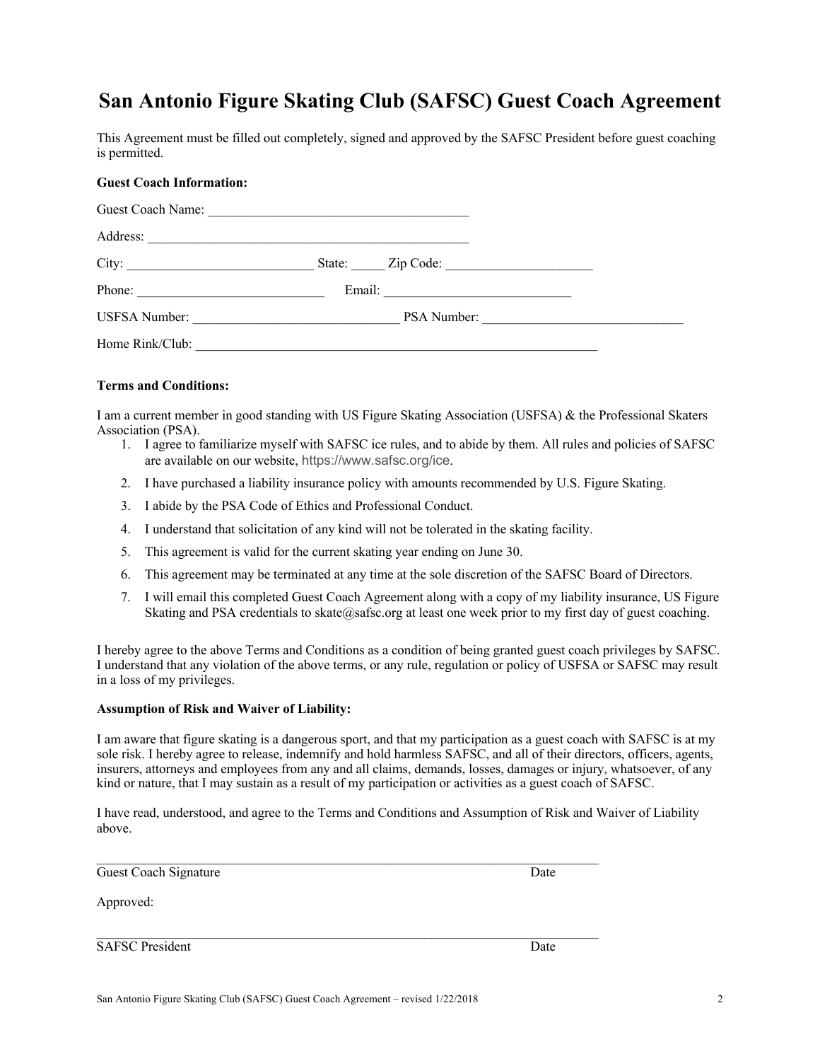# San Antonio Figure Skating Club (SAFSC) Guest Coach Agreement

This Agreement must be filled out completely, signed and approved by the SAFSC President before guest coaching is permitted.

**Guest Coach Information:**

Guest Coach Name: ______________________________________

Address: _______________________________________________

City: ___________________________ State: _____ Zip Code: ______________________

Phone: ____________________________ Email: ____________________________

USFSA Number: ______________________________ PSA Number: ______________________________

Home Rink/Club: ____________________________________________________________

**Terms and Conditions:**

I am a current member in good standing with US Figure Skating Association (USFSA) & the Professional Skaters Association (PSA).

1. I agree to familiarize myself with SAFSC ice rules, and to abide by them. All rules and policies of SAFSC are available on our website, https://www.safsc.org/ice.
2. I have purchased a liability insurance policy with amounts recommended by U.S. Figure Skating.
3. I abide by the PSA Code of Ethics and Professional Conduct.
4. I understand that solicitation of any kind will not be tolerated in the skating facility.
5. This agreement is valid for the current skating year ending on June 30.
6. This agreement may be terminated at any time at the sole discretion of the SAFSC Board of Directors.
7. I will email this completed Guest Coach Agreement along with a copy of my liability insurance, US Figure Skating and PSA credentials to skate@safsc.org at least one week prior to my first day of guest coaching.

I hereby agree to the above Terms and Conditions as a condition of being granted guest coach privileges by SAFSC. I understand that any violation of the above terms, or any rule, regulation or policy of USFSA or SAFSC may result in a loss of my privileges.

**Assumption of Risk and Waiver of Liability:**

I am aware that figure skating is a dangerous sport, and that my participation as a guest coach with SAFSC is at my sole risk. I hereby agree to release, indemnify and hold harmless SAFSC, and all of their directors, officers, agents, insurers, attorneys and employees from any and all claims, demands, losses, damages or injury, whatsoever, of any kind or nature, that I may sustain as a result of my participation or activities as a guest coach of SAFSC.

I have read, understood, and agree to the Terms and Conditions and Assumption of Risk and Waiver of Liability above.

___________________________________________________________________________

Guest Coach Signature Date

Approved:

___________________________________________________________________________

SAFSC President Date

San Antonio Figure Skating Club (SAFSC) Guest Coach Agreement – revised 1/22/2018